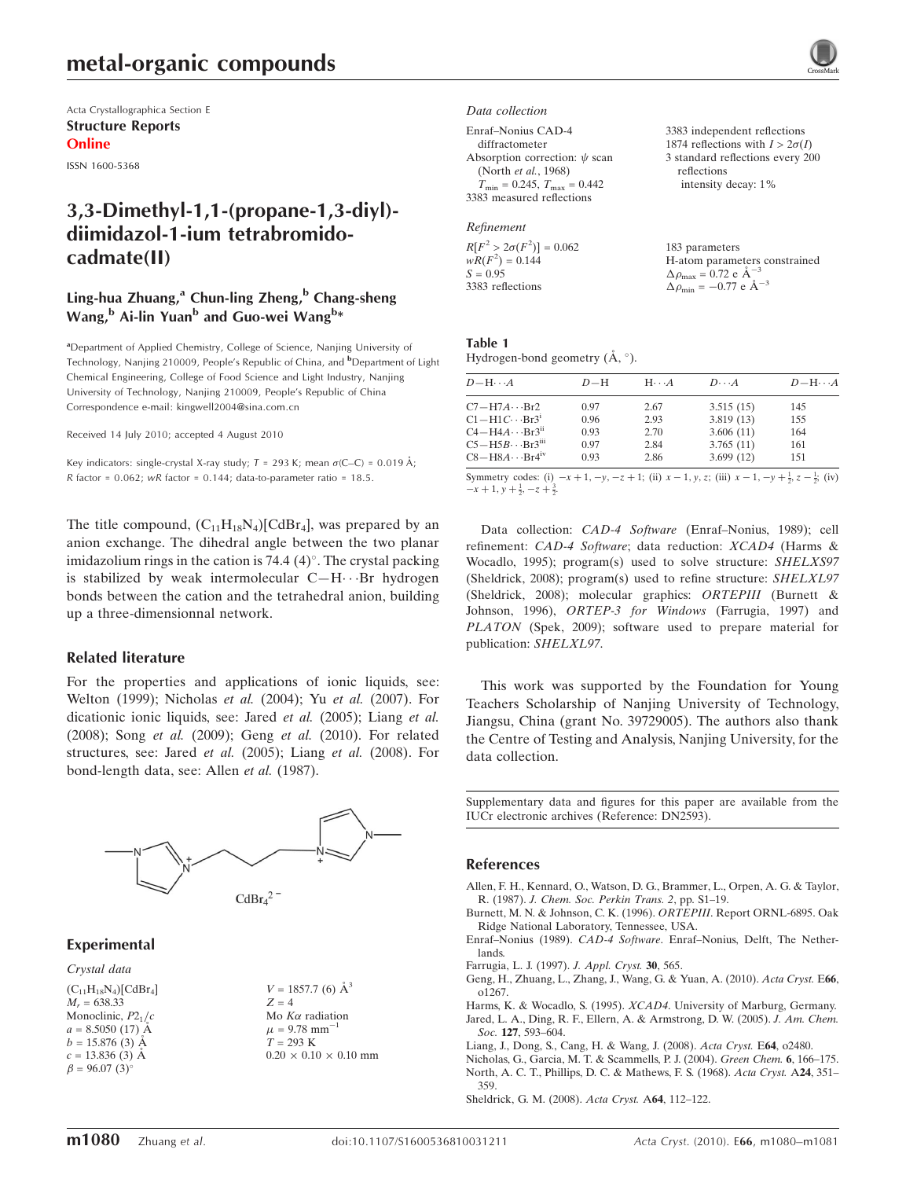Acta Crystallographica Section E

**Structure Reports Online**

ISSN 1600-5368

# 3,3-Dimethyl-1,1-(propane-1,3-diyl)-diimidazol-1-ium tetrabromidocadmate(II)

**Ling-hua Zhuang,[a] Chun-ling Zheng,[b] Chang-sheng Wang,[b] Ai-lin Yuan[b] and Guo-wei Wang[b]***

[a]Department of Applied Chemistry, College of Science, Nanjing University of Technology, Nanjing 210009, People's Republic of China, and [b]Department of Light Chemical Engineering, College of Food Science and Light Industry, Nanjing University of Technology, Nanjing 210009, People's Republic of China
Correspondence e-mail: kingwell2004@sina.com.cn

Received 14 July 2010; accepted 4 August 2010

Key indicators: single-crystal X-ray study; $T$ = 293 K; mean $\sigma$(C–C) = 0.019 Å; $R$ factor = 0.062; $wR$ factor = 0.144; data-to-parameter ratio = 18.5.

The title compound, $(C_{11}H_{18}N_4)[CdBr_4]$, was prepared by an anion exchange. The dihedral angle between the two planar imidazolium rings in the cation is 74.4 (4)°. The crystal packing is stabilized by weak intermolecular C—H⋯Br hydrogen bonds between the cation and the tetrahedral anion, building up a three-dimensionnal network.

## Related literature

For the properties and applications of ionic liquids, see: Welton (1999); Nicholas *et al.* (2004); Yu *et al.* (2007). For dicationic ionic liquids, see: Jared *et al.* (2005); Liang *et al.* (2008); Song *et al.* (2009); Geng *et al.* (2010). For related structures, see: Jared *et al.* (2005); Liang *et al.* (2008). For bond-length data, see: Allen *et al.* (1987).

$CdBr_4^{2-}$

## Experimental

### Crystal data

$(C_{11}H_{18}N_4)[CdBr_4]$
$M_r$ = 638.33
Monoclinic, $P2_1/c$
$a$ = 8.5050 (17) Å
$b$ = 15.876 (3) Å
$c$ = 13.836 (3) Å
$\beta$ = 96.07 (3)°
$V$ = 1857.7 (6) Å$^3$
$Z$ = 4
Mo $K\alpha$ radiation
$\mu$ = 9.78 mm$^{-1}$
$T$ = 293 K
0.20 × 0.10 × 0.10 mm

### Data collection

Enraf–Nonius CAD-4 diffractometer
Absorption correction: $\psi$ scan (North *et al.*, 1968)
$T_{min}$ = 0.245, $T_{max}$ = 0.442
3383 measured reflections
3383 independent reflections
1874 reflections with $I > 2\sigma(I)$
3 standard reflections every 200 reflections
intensity decay: 1%

### Refinement

$R[F^2 > 2\sigma(F^2)]$ = 0.062
$wR(F^2)$ = 0.144
$S$ = 0.95
3383 reflections
183 parameters
H-atom parameters constrained
$\Delta\rho_{max}$ = 0.72 e Å$^{-3}$
$\Delta\rho_{min}$ = −0.77 e Å$^{-3}$

**Table 1**
Hydrogen-bond geometry (Å, °).

| $D$—H⋯$A$ | $D$—H | H⋯$A$ | $D$⋯$A$ | $D$—H⋯$A$ |
|---|---|---|---|---|
| C7—H7A⋯Br2 | 0.97 | 2.67 | 3.515 (15) | 145 |
| C1—H1C⋯Br3[i] | 0.96 | 2.93 | 3.819 (13) | 155 |
| C4—H4A⋯Br3[ii] | 0.93 | 2.70 | 3.606 (11) | 164 |
| C5—H5B⋯Br3[iii] | 0.97 | 2.84 | 3.765 (11) | 161 |
| C8—H8A⋯Br4[iv] | 0.93 | 2.86 | 3.699 (12) | 151 |

Symmetry codes: (i) $-x+1, -y, -z+1$; (ii) $x-1, y, z$; (iii) $x-1, -y+\frac{1}{2}, z-\frac{1}{2}$; (iv) $-x+1, y+\frac{1}{2}, -z+\frac{3}{2}$.

Data collection: *CAD-4 Software* (Enraf–Nonius, 1989); cell refinement: *CAD-4 Software*; data reduction: *XCAD4* (Harms & Wocadlo, 1995); program(s) used to solve structure: *SHELXS97* (Sheldrick, 2008); program(s) used to refine structure: *SHELXL97* (Sheldrick, 2008); molecular graphics: *ORTEPIII* (Burnett & Johnson, 1996), *ORTEP-3 for Windows* (Farrugia, 1997) and *PLATON* (Spek, 2009); software used to prepare material for publication: *SHELXL97*.

This work was supported by the Foundation for Young Teachers Scholarship of Nanjing University of Technology, Jiangsu, China (grant No. 39729005). The authors also thank the Centre of Testing and Analysis, Nanjing University, for the data collection.

Supplementary data and figures for this paper are available from the IUCr electronic archives (Reference: DN2593).

## References

Allen, F. H., Kennard, O., Watson, D. G., Brammer, L., Orpen, A. G. & Taylor, R. (1987). *J. Chem. Soc. Perkin Trans. 2*, pp. S1–19.

Burnett, M. N. & Johnson, C. K. (1996). *ORTEPIII*. Report ORNL-6895. Oak Ridge National Laboratory, Tennessee, USA.

Enraf–Nonius (1989). *CAD-4 Software*. Enraf–Nonius, Delft, The Netherlands.

Farrugia, L. J. (1997). *J. Appl. Cryst.* **30**, 565.

Geng, H., Zhuang, L., Zhang, J., Wang, G. & Yuan, A. (2010). *Acta Cryst.* E**66**, o1267.

Harms, K. & Wocadlo, S. (1995). *XCAD4*. University of Marburg, Germany.

Jared, L. A., Ding, R. F., Ellern, A. & Armstrong, D. W. (2005). *J. Am. Chem. Soc.* **127**, 593–604.

Liang, J., Dong, S., Cang, H. & Wang, J. (2008). *Acta Cryst.* E**64**, o2480.

Nicholas, G., Garcia, M. T. & Scammells, P. J. (2004). *Green Chem.* **6**, 166–175.

North, A. C. T., Phillips, D. C. & Mathews, F. S. (1968). *Acta Cryst.* A**24**, 351–359.

Sheldrick, G. M. (2008). *Acta Cryst.* A**64**, 112–122.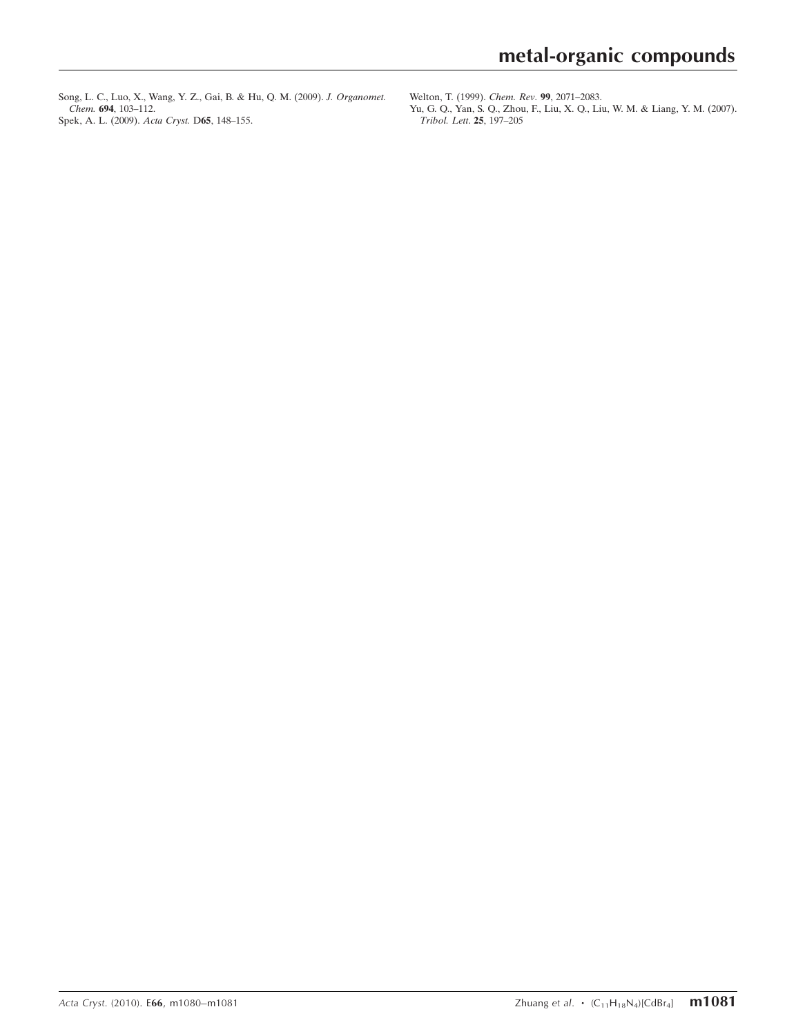Song, L. C., Luo, X., Wang, Y. Z., Gai, B. & Hu, Q. M. (2009). *J. Organomet. Chem.* **694**, 103–112.

Spek, A. L. (2009). *Acta Cryst.* D**65**, 148–155.

Welton, T. (1999). *Chem. Rev.* **99**, 2071–2083.

Yu, G. Q., Yan, S. Q., Zhou, F., Liu, X. Q., Liu, W. M. & Liang, Y. M. (2007). *Tribol. Lett.* **25**, 197–205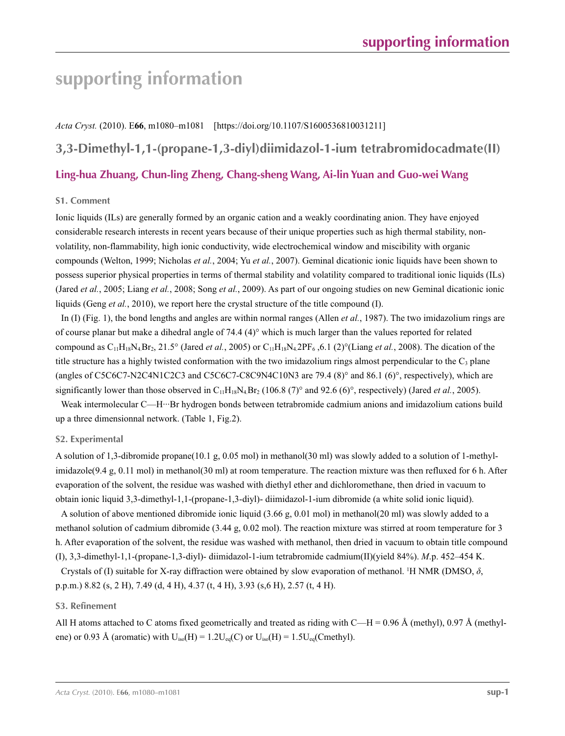# supporting information

*Acta Cryst.* (2010). E**66**, m1080–m1081 [https://doi.org/10.1107/S1600536810031211]

## 3,3-Dimethyl-1,1-(propane-1,3-diyl)diimidazol-1-ium tetrabromidocadmate(II)

### Ling-hua Zhuang, Chun-ling Zheng, Chang-sheng Wang, Ai-lin Yuan and Guo-wei Wang

### S1. Comment

Ionic liquids (ILs) are generally formed by an organic cation and a weakly coordinating anion. They have enjoyed considerable research interests in recent years because of their unique properties such as high thermal stability, non-volatility, non-flammability, high ionic conductivity, wide electrochemical window and miscibility with organic compounds (Welton, 1999; Nicholas *et al.*, 2004; Yu *et al.*, 2007). Geminal dicationic ionic liquids have been shown to possess superior physical properties in terms of thermal stability and volatility compared to traditional ionic liquids (ILs) (Jared *et al.*, 2005; Liang *et al.*, 2008; Song *et al.*, 2009). As part of our ongoing studies on new Geminal dicationic ionic liquids (Geng *et al.*, 2010), we report here the crystal structure of the title compound (I).

In (I) (Fig. 1), the bond lengths and angles are within normal ranges (Allen *et al.*, 1987). The two imidazolium rings are of course planar but make a dihedral angle of 74.4 (4)° which is much larger than the values reported for related compound as $C_{11}H_{18}N_4.Br_2$, 21.5° (Jared *et al.*, 2005) or $C_{11}H_{18}N_4.2PF_6$ ,6.1 (2)°(Liang *et al.*, 2008). The dication of the title structure has a highly twisted conformation with the two imidazolium rings almost perpendicular to the $C_3$ plane (angles of C5C6C7-N2C4N1C2C3 and C5C6C7-C8C9N4C10N3 are 79.4 (8)° and 86.1 (6)°, respectively), which are significantly lower than those observed in $C_{11}H_{18}N_4.Br_2$ (106.8 (7)° and 92.6 (6)°, respectively) (Jared *et al.*, 2005).

Weak intermolecular C—H···Br hydrogen bonds between tetrabromide cadmium anions and imidazolium cations build up a three dimensionnal network. (Table 1, Fig.2).

### S2. Experimental

A solution of 1,3-dibromide propane(10.1 g, 0.05 mol) in methanol(30 ml) was slowly added to a solution of 1-methyl-imidazole(9.4 g, 0.11 mol) in methanol(30 ml) at room temperature. The reaction mixture was then refluxed for 6 h. After evaporation of the solvent, the residue was washed with diethyl ether and dichloromethane, then dried in vacuum to obtain ionic liquid 3,3-dimethyl-1,1-(propane-1,3-diyl)- diimidazol-1-ium dibromide (a white solid ionic liquid).

A solution of above mentioned dibromide ionic liquid (3.66 g, 0.01 mol) in methanol(20 ml) was slowly added to a methanol solution of cadmium dibromide (3.44 g, 0.02 mol). The reaction mixture was stirred at room temperature for 3 h. After evaporation of the solvent, the residue was washed with methanol, then dried in vacuum to obtain title compound (I), 3,3-dimethyl-1,1-(propane-1,3-diyl)- diimidazol-1-ium tetrabromide cadmium(II)(yield 84%). *M*.p. 452–454 K.

Crystals of (I) suitable for X-ray diffraction were obtained by slow evaporation of methanol. $^1$H NMR (DMSO, *δ*, p.p.m.) 8.82 (s, 2 H), 7.49 (d, 4 H), 4.37 (t, 4 H), 3.93 (s,6 H), 2.57 (t, 4 H).

### S3. Refinement

All H atoms attached to C atoms fixed geometrically and treated as riding with C—H = 0.96 Å (methyl), 0.97 Å (methylene) or 0.93 Å (aromatic) with $U_{iso}(H) = 1.2U_{eq}(C)$ or $U_{iso}(H) = 1.5U_{eq}(Cmethyl)$.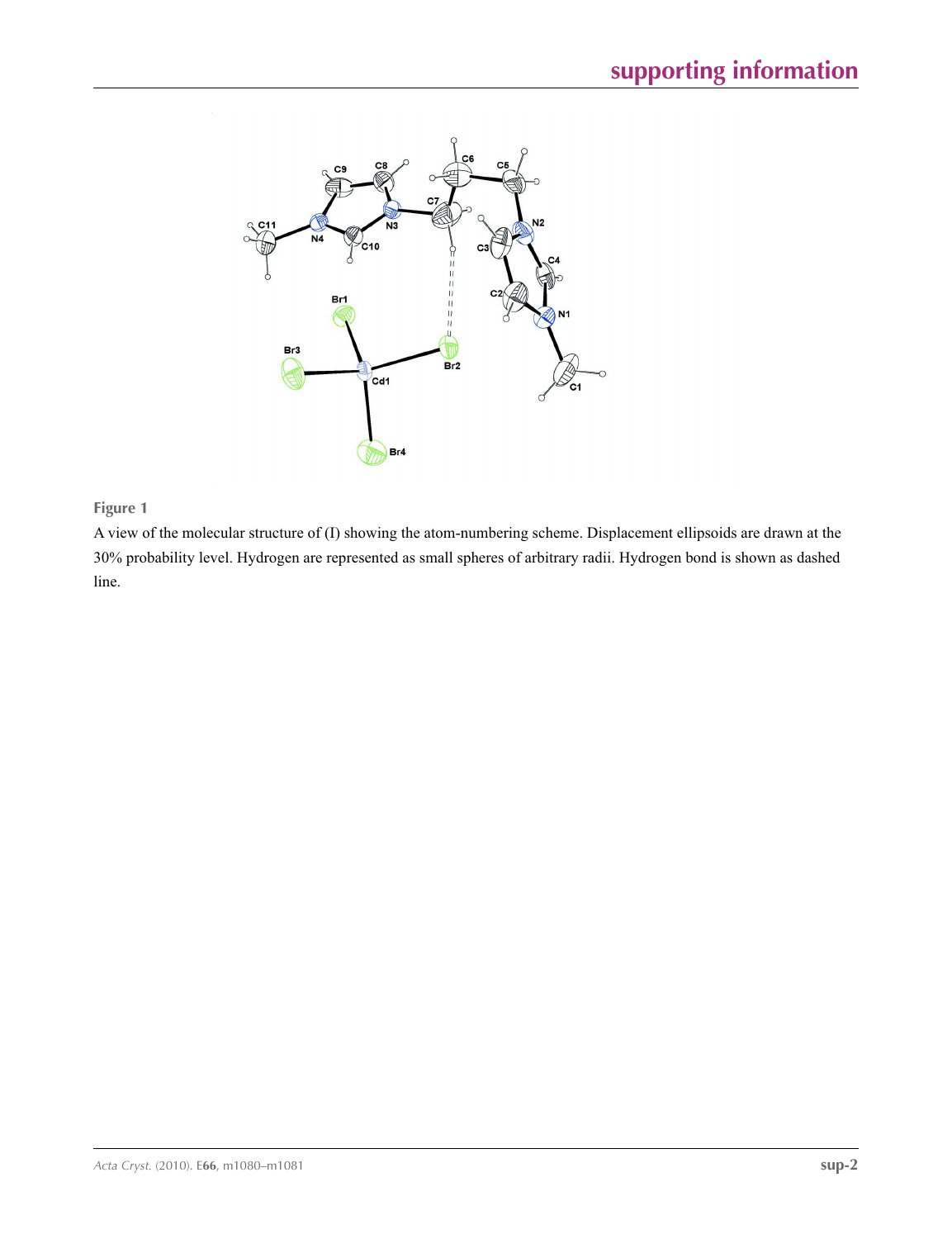**Figure 1**

A view of the molecular structure of (I) showing the atom-numbering scheme. Displacement ellipsoids are drawn at the 30% probability level. Hydrogen are represented as small spheres of arbitrary radii. Hydrogen bond is shown as dashed line.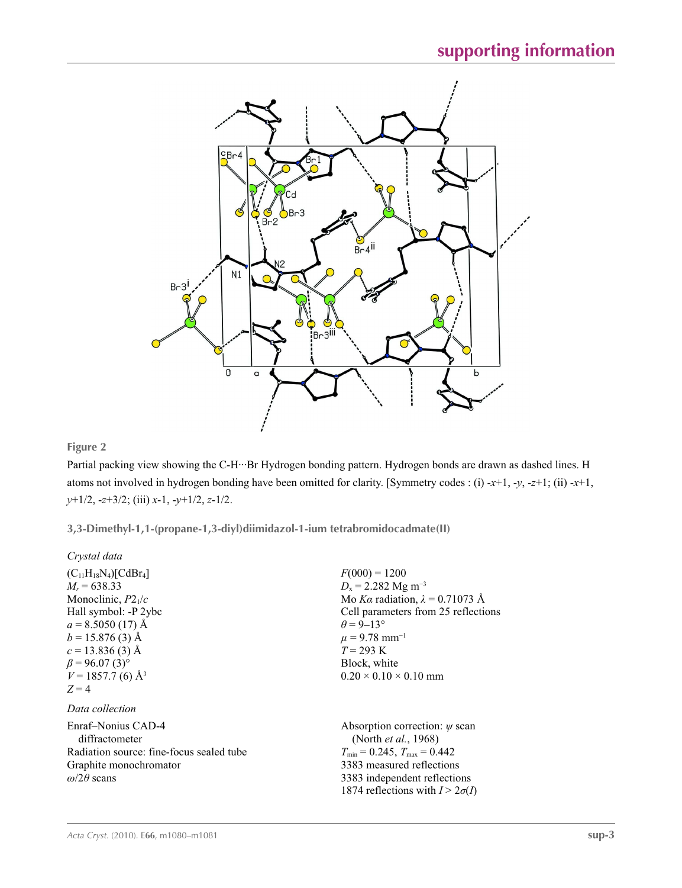**Figure 2**

Partial packing view showing the C-H···Br Hydrogen bonding pattern. Hydrogen bonds are drawn as dashed lines. H atoms not involved in hydrogen bonding have been omitted for clarity. [Symmetry codes : (i) -*x*+1, -*y*, -*z*+1; (ii) -*x*+1, *y*+1/2, -*z*+3/2; (iii) *x*-1, -*y*+1/2, *z*-1/2.

### 3,3-Dimethyl-1,1-(propane-1,3-diyl)diimidazol-1-ium tetrabromidocadmate(II)

*Crystal data*

$(C_{11}H_{18}N_4)[CdBr_4]$
$M_r = 638.33$
Monoclinic, $P2_1/c$
Hall symbol: -P 2ybc
$a = 8.5050\ (17)$ Å
$b = 15.876\ (3)$ Å
$c = 13.836\ (3)$ Å
$\beta = 96.07\ (3)°$
$V = 1857.7\ (6)$ Å$^3$
$Z = 4$
$F(000) = 1200$
$D_x = 2.282$ Mg m$^{-3}$
Mo $K\alpha$ radiation, $\lambda = 0.71073$ Å
Cell parameters from 25 reflections
$\theta = 9–13°$
$\mu = 9.78$ mm$^{-1}$
$T = 293$ K
Block, white
0.20 × 0.10 × 0.10 mm

*Data collection*

Enraf–Nonius CAD-4 diffractometer
Radiation source: fine-focus sealed tube
Graphite monochromator
$\omega/2\theta$ scans
Absorption correction: $\psi$ scan (North *et al.*, 1968)
$T_{min} = 0.245$, $T_{max} = 0.442$
3383 measured reflections
3383 independent reflections
1874 reflections with $I > 2\sigma(I)$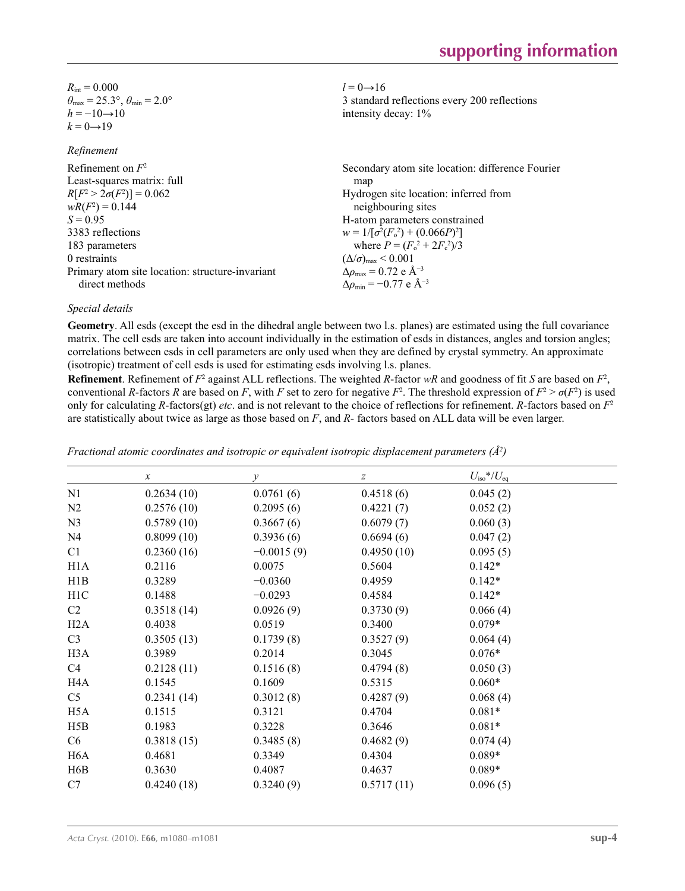$R_{int} = 0.000$
$\theta_{max} = 25.3°$, $\theta_{min} = 2.0°$
$h = -10 \rightarrow 10$
$k = 0 \rightarrow 19$
$l = 0 \rightarrow 16$
3 standard reflections every 200 reflections
intensity decay: 1%

*Refinement*

Refinement on $F^2$
Least-squares matrix: full
$R[F^2 > 2\sigma(F^2)] = 0.062$
$wR(F^2) = 0.144$
$S = 0.95$
3383 reflections
183 parameters
0 restraints
Primary atom site location: structure-invariant direct methods
Secondary atom site location: difference Fourier map
Hydrogen site location: inferred from neighbouring sites
H-atom parameters constrained
$w = 1/[\sigma^2(F_o^2) + (0.066P)^2]$
where $P = (F_o^2 + 2F_c^2)/3$
$(\Delta/\sigma)_{max} < 0.001$
$\Delta\rho_{max} = 0.72$ e Å$^{-3}$
$\Delta\rho_{min} = -0.77$ e Å$^{-3}$

*Special details*

**Geometry**. All esds (except the esd in the dihedral angle between two l.s. planes) are estimated using the full covariance matrix. The cell esds are taken into account individually in the estimation of esds in distances, angles and torsion angles; correlations between esds in cell parameters are only used when they are defined by crystal symmetry. An approximate (isotropic) treatment of cell esds is used for estimating esds involving l.s. planes.

**Refinement**. Refinement of $F^2$ against ALL reflections. The weighted $R$-factor $wR$ and goodness of fit $S$ are based on $F^2$, conventional $R$-factors $R$ are based on $F$, with $F$ set to zero for negative $F^2$. The threshold expression of $F^2 > \sigma(F^2)$ is used only for calculating $R$-factors(gt) *etc*. and is not relevant to the choice of reflections for refinement. $R$-factors based on $F^2$ are statistically about twice as large as those based on $F$, and $R$- factors based on ALL data will be even larger.

*Fractional atomic coordinates and isotropic or equivalent isotropic displacement parameters (Å$^2$)*

| | $x$ | $y$ | $z$ | $U_{iso}$*/$U_{eq}$ |
|---|---|---|---|---|
| N1 | 0.2634 (10) | 0.0761 (6) | 0.4518 (6) | 0.045 (2) |
| N2 | 0.2576 (10) | 0.2095 (6) | 0.4221 (7) | 0.052 (2) |
| N3 | 0.5789 (10) | 0.3667 (6) | 0.6079 (7) | 0.060 (3) |
| N4 | 0.8099 (10) | 0.3936 (6) | 0.6694 (6) | 0.047 (2) |
| C1 | 0.2360 (16) | −0.0015 (9) | 0.4950 (10) | 0.095 (5) |
| H1A | 0.2116 | 0.0075 | 0.5604 | 0.142* |
| H1B | 0.3289 | −0.0360 | 0.4959 | 0.142* |
| H1C | 0.1488 | −0.0293 | 0.4584 | 0.142* |
| C2 | 0.3518 (14) | 0.0926 (9) | 0.3730 (9) | 0.066 (4) |
| H2A | 0.4038 | 0.0519 | 0.3400 | 0.079* |
| C3 | 0.3505 (13) | 0.1739 (8) | 0.3527 (9) | 0.064 (4) |
| H3A | 0.3989 | 0.2014 | 0.3045 | 0.076* |
| C4 | 0.2128 (11) | 0.1516 (8) | 0.4794 (8) | 0.050 (3) |
| H4A | 0.1545 | 0.1609 | 0.5315 | 0.060* |
| C5 | 0.2341 (14) | 0.3012 (8) | 0.4287 (9) | 0.068 (4) |
| H5A | 0.1515 | 0.3121 | 0.4704 | 0.081* |
| H5B | 0.1983 | 0.3228 | 0.3646 | 0.081* |
| C6 | 0.3818 (15) | 0.3485 (8) | 0.4682 (9) | 0.074 (4) |
| H6A | 0.4681 | 0.3349 | 0.4304 | 0.089* |
| H6B | 0.3630 | 0.4087 | 0.4637 | 0.089* |
| C7 | 0.4240 (18) | 0.3240 (9) | 0.5717 (11) | 0.096 (5) |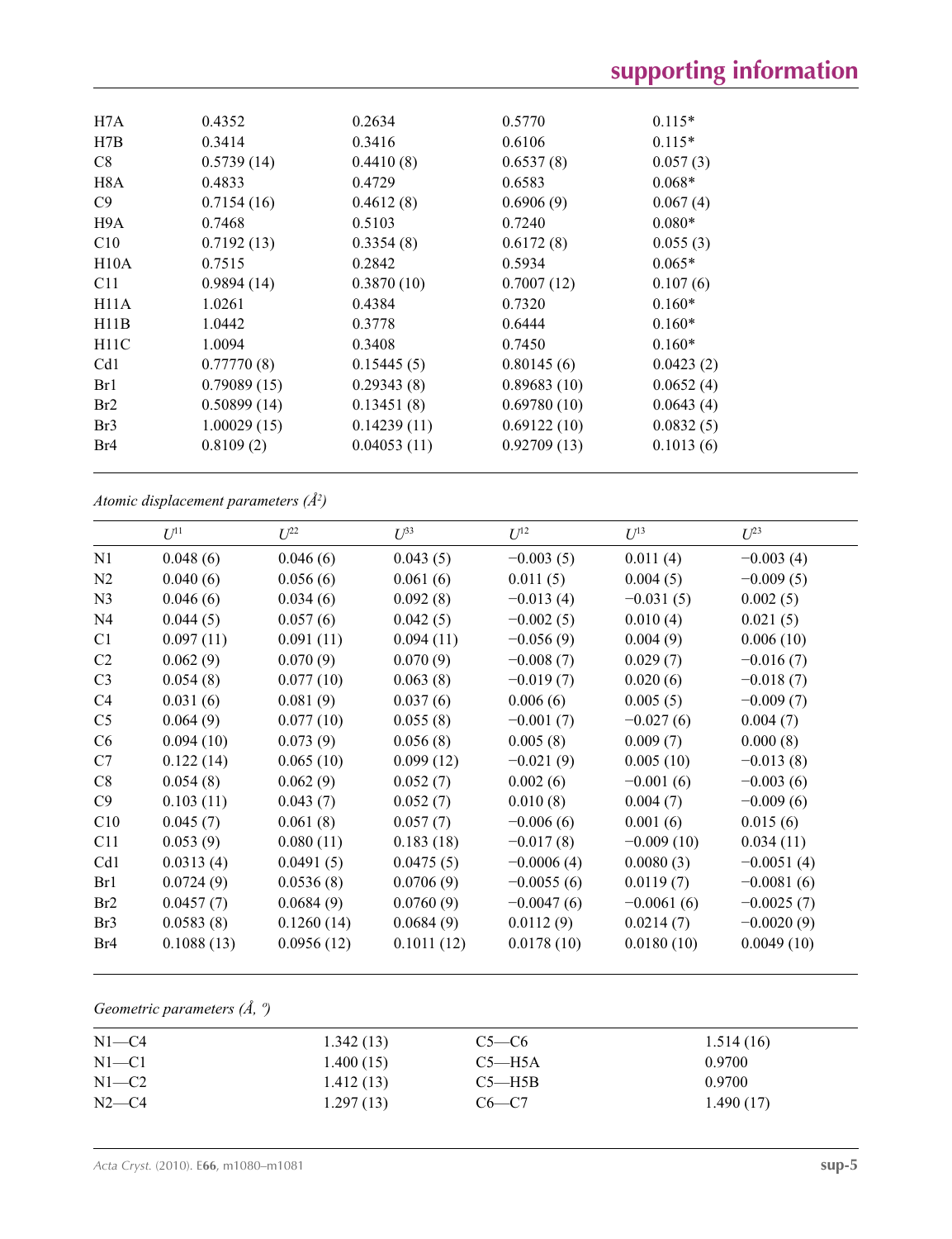| | | | | |
|---|---|---|---|---|
| H7A | 0.4352 | 0.2634 | 0.5770 | 0.115* |
| H7B | 0.3414 | 0.3416 | 0.6106 | 0.115* |
| C8 | 0.5739 (14) | 0.4410 (8) | 0.6537 (8) | 0.057 (3) |
| H8A | 0.4833 | 0.4729 | 0.6583 | 0.068* |
| C9 | 0.7154 (16) | 0.4612 (8) | 0.6906 (9) | 0.067 (4) |
| H9A | 0.7468 | 0.5103 | 0.7240 | 0.080* |
| C10 | 0.7192 (13) | 0.3354 (8) | 0.6172 (8) | 0.055 (3) |
| H10A | 0.7515 | 0.2842 | 0.5934 | 0.065* |
| C11 | 0.9894 (14) | 0.3870 (10) | 0.7007 (12) | 0.107 (6) |
| H11A | 1.0261 | 0.4384 | 0.7320 | 0.160* |
| H11B | 1.0442 | 0.3778 | 0.6444 | 0.160* |
| H11C | 1.0094 | 0.3408 | 0.7450 | 0.160* |
| Cd1 | 0.77770 (8) | 0.15445 (5) | 0.80145 (6) | 0.0423 (2) |
| Br1 | 0.79089 (15) | 0.29343 (8) | 0.89683 (10) | 0.0652 (4) |
| Br2 | 0.50899 (14) | 0.13451 (8) | 0.69780 (10) | 0.0643 (4) |
| Br3 | 1.00029 (15) | 0.14239 (11) | 0.69122 (10) | 0.0832 (5) |
| Br4 | 0.8109 (2) | 0.04053 (11) | 0.92709 (13) | 0.1013 (6) |

*Atomic displacement parameters (Å²)*

| | $U^{11}$ | $U^{22}$ | $U^{33}$ | $U^{12}$ | $U^{13}$ | $U^{23}$ |
|---|---|---|---|---|---|---|
| N1 | 0.048 (6) | 0.046 (6) | 0.043 (5) | −0.003 (5) | 0.011 (4) | −0.003 (4) |
| N2 | 0.040 (6) | 0.056 (6) | 0.061 (6) | 0.011 (5) | 0.004 (5) | −0.009 (5) |
| N3 | 0.046 (6) | 0.034 (6) | 0.092 (8) | −0.013 (4) | −0.031 (5) | 0.002 (5) |
| N4 | 0.044 (5) | 0.057 (6) | 0.042 (5) | −0.002 (5) | 0.010 (4) | 0.021 (5) |
| C1 | 0.097 (11) | 0.091 (11) | 0.094 (11) | −0.056 (9) | 0.004 (9) | 0.006 (10) |
| C2 | 0.062 (9) | 0.070 (9) | 0.070 (9) | −0.008 (7) | 0.029 (7) | −0.016 (7) |
| C3 | 0.054 (8) | 0.077 (10) | 0.063 (8) | −0.019 (7) | 0.020 (6) | −0.018 (7) |
| C4 | 0.031 (6) | 0.081 (9) | 0.037 (6) | 0.006 (6) | 0.005 (5) | −0.009 (7) |
| C5 | 0.064 (9) | 0.077 (10) | 0.055 (8) | −0.001 (7) | −0.027 (6) | 0.004 (7) |
| C6 | 0.094 (10) | 0.073 (9) | 0.056 (8) | 0.005 (8) | 0.009 (7) | 0.000 (8) |
| C7 | 0.122 (14) | 0.065 (10) | 0.099 (12) | −0.021 (9) | 0.005 (10) | −0.013 (8) |
| C8 | 0.054 (8) | 0.062 (9) | 0.052 (7) | 0.002 (6) | −0.001 (6) | −0.003 (6) |
| C9 | 0.103 (11) | 0.043 (7) | 0.052 (7) | 0.010 (8) | 0.004 (7) | −0.009 (6) |
| C10 | 0.045 (7) | 0.061 (8) | 0.057 (7) | −0.006 (6) | 0.001 (6) | 0.015 (6) |
| C11 | 0.053 (9) | 0.080 (11) | 0.183 (18) | −0.017 (8) | −0.009 (10) | 0.034 (11) |
| Cd1 | 0.0313 (4) | 0.0491 (5) | 0.0475 (5) | −0.0006 (4) | 0.0080 (3) | −0.0051 (4) |
| Br1 | 0.0724 (9) | 0.0536 (8) | 0.0706 (9) | −0.0055 (6) | 0.0119 (7) | −0.0081 (6) |
| Br2 | 0.0457 (7) | 0.0684 (9) | 0.0760 (9) | −0.0047 (6) | −0.0061 (6) | −0.0025 (7) |
| Br3 | 0.0583 (8) | 0.1260 (14) | 0.0684 (9) | 0.0112 (9) | 0.0214 (7) | −0.0020 (9) |
| Br4 | 0.1088 (13) | 0.0956 (12) | 0.1011 (12) | 0.0178 (10) | 0.0180 (10) | 0.0049 (10) |

*Geometric parameters (Å, º)*

| | | | |
|---|---|---|---|
| N1—C4 | 1.342 (13) | C5—C6 | 1.514 (16) |
| N1—C1 | 1.400 (15) | C5—H5A | 0.9700 |
| N1—C2 | 1.412 (13) | C5—H5B | 0.9700 |
| N2—C4 | 1.297 (13) | C6—C7 | 1.490 (17) |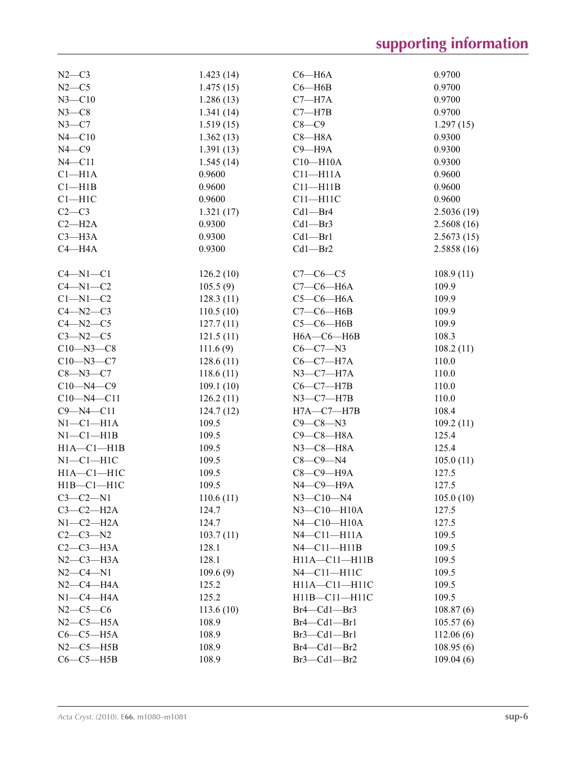| | | | |
|---|---|---|---|
| N2—C3 | 1.423 (14) | C6—H6A | 0.9700 |
| N2—C5 | 1.475 (15) | C6—H6B | 0.9700 |
| N3—C10 | 1.286 (13) | C7—H7A | 0.9700 |
| N3—C8 | 1.341 (14) | C7—H7B | 0.9700 |
| N3—C7 | 1.519 (15) | C8—C9 | 1.297 (15) |
| N4—C10 | 1.362 (13) | C8—H8A | 0.9300 |
| N4—C9 | 1.391 (13) | C9—H9A | 0.9300 |
| N4—C11 | 1.545 (14) | C10—H10A | 0.9300 |
| C1—H1A | 0.9600 | C11—H11A | 0.9600 |
| C1—H1B | 0.9600 | C11—H11B | 0.9600 |
| C1—H1C | 0.9600 | C11—H11C | 0.9600 |
| C2—C3 | 1.321 (17) | Cd1—Br4 | 2.5036 (19) |
| C2—H2A | 0.9300 | Cd1—Br3 | 2.5608 (16) |
| C3—H3A | 0.9300 | Cd1—Br1 | 2.5673 (15) |
| C4—H4A | 0.9300 | Cd1—Br2 | 2.5858 (16) |
| | | | |
| C4—N1—C1 | 126.2 (10) | C7—C6—C5 | 108.9 (11) |
| C4—N1—C2 | 105.5 (9) | C7—C6—H6A | 109.9 |
| C1—N1—C2 | 128.3 (11) | C5—C6—H6A | 109.9 |
| C4—N2—C3 | 110.5 (10) | C7—C6—H6B | 109.9 |
| C4—N2—C5 | 127.7 (11) | C5—C6—H6B | 109.9 |
| C3—N2—C5 | 121.5 (11) | H6A—C6—H6B | 108.3 |
| C10—N3—C8 | 111.6 (9) | C6—C7—N3 | 108.2 (11) |
| C10—N3—C7 | 128.6 (11) | C6—C7—H7A | 110.0 |
| C8—N3—C7 | 118.6 (11) | N3—C7—H7A | 110.0 |
| C10—N4—C9 | 109.1 (10) | C6—C7—H7B | 110.0 |
| C10—N4—C11 | 126.2 (11) | N3—C7—H7B | 110.0 |
| C9—N4—C11 | 124.7 (12) | H7A—C7—H7B | 108.4 |
| N1—C1—H1A | 109.5 | C9—C8—N3 | 109.2 (11) |
| N1—C1—H1B | 109.5 | C9—C8—H8A | 125.4 |
| H1A—C1—H1B | 109.5 | N3—C8—H8A | 125.4 |
| N1—C1—H1C | 109.5 | C8—C9—N4 | 105.0 (11) |
| H1A—C1—H1C | 109.5 | C8—C9—H9A | 127.5 |
| H1B—C1—H1C | 109.5 | N4—C9—H9A | 127.5 |
| C3—C2—N1 | 110.6 (11) | N3—C10—N4 | 105.0 (10) |
| C3—C2—H2A | 124.7 | N3—C10—H10A | 127.5 |
| N1—C2—H2A | 124.7 | N4—C10—H10A | 127.5 |
| C2—C3—N2 | 103.7 (11) | N4—C11—H11A | 109.5 |
| C2—C3—H3A | 128.1 | N4—C11—H11B | 109.5 |
| N2—C3—H3A | 128.1 | H11A—C11—H11B | 109.5 |
| N2—C4—N1 | 109.6 (9) | N4—C11—H11C | 109.5 |
| N2—C4—H4A | 125.2 | H11A—C11—H11C | 109.5 |
| N1—C4—H4A | 125.2 | H11B—C11—H11C | 109.5 |
| N2—C5—C6 | 113.6 (10) | Br4—Cd1—Br3 | 108.87 (6) |
| N2—C5—H5A | 108.9 | Br4—Cd1—Br1 | 105.57 (6) |
| C6—C5—H5A | 108.9 | Br3—Cd1—Br1 | 112.06 (6) |
| N2—C5—H5B | 108.9 | Br4—Cd1—Br2 | 108.95 (6) |
| C6—C5—H5B | 108.9 | Br3—Cd1—Br2 | 109.04 (6) |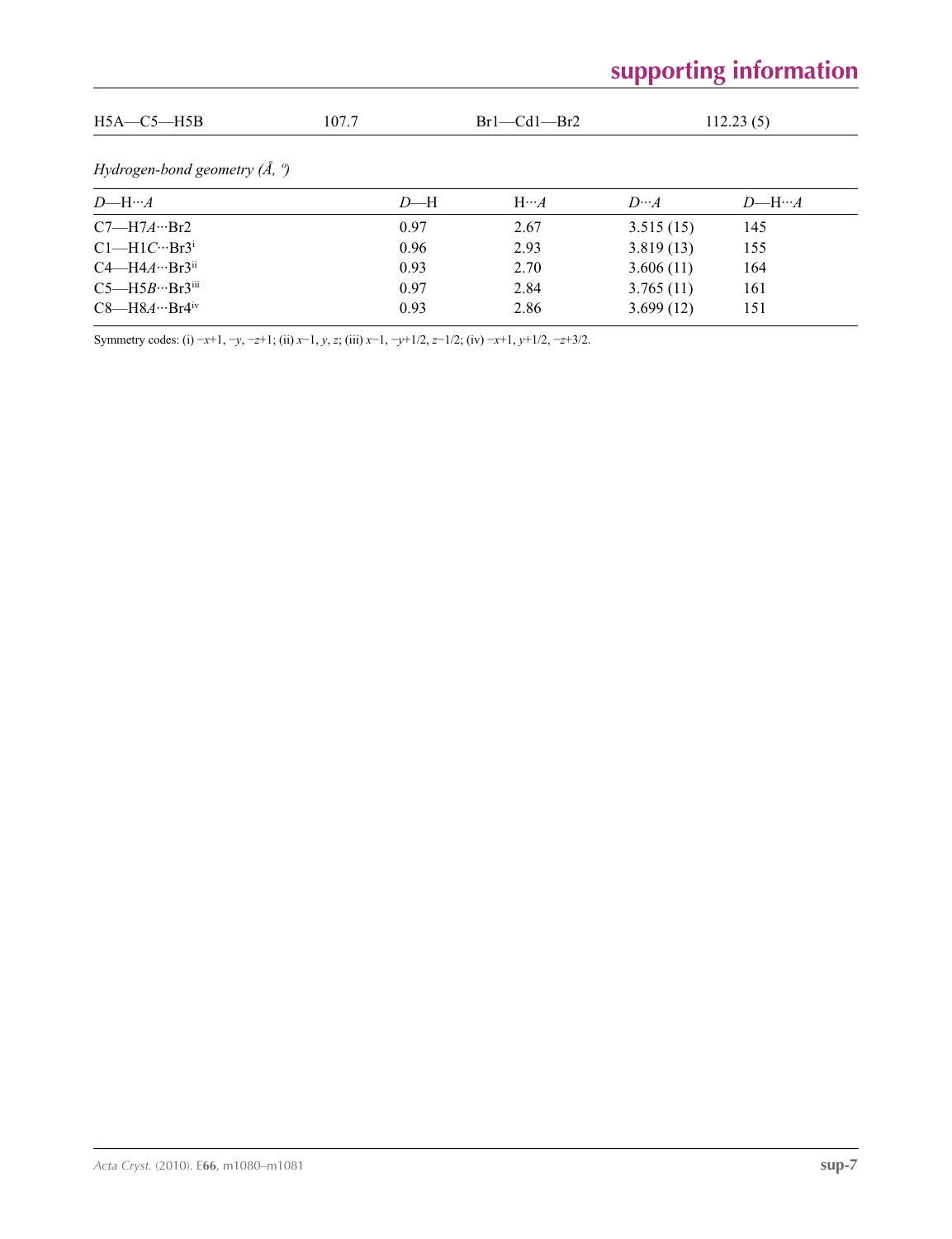| | | | |
|---|---|---|---|
| H5A—C5—H5B | 107.7 | Br1—Cd1—Br2 | 112.23 (5) |

*Hydrogen-bond geometry (Å, º)*

| *D*—H···*A* | *D*—H | H···*A* | *D*···*A* | *D*—H···*A* |
|---|---|---|---|---|
| C7—H7*A*···Br2 | 0.97 | 2.67 | 3.515 (15) | 145 |
| C1—H1*C*···Br3[i] | 0.96 | 2.93 | 3.819 (13) | 155 |
| C4—H4*A*···Br3[ii] | 0.93 | 2.70 | 3.606 (11) | 164 |
| C5—H5*B*···Br3[iii] | 0.97 | 2.84 | 3.765 (11) | 161 |
| C8—H8*A*···Br4[iv] | 0.93 | 2.86 | 3.699 (12) | 151 |

Symmetry codes: (i) $-x+1, -y, -z+1$; (ii) $x-1, y, z$; (iii) $x-1, -y+1/2, z-1/2$; (iv) $-x+1, y+1/2, -z+3/2$.